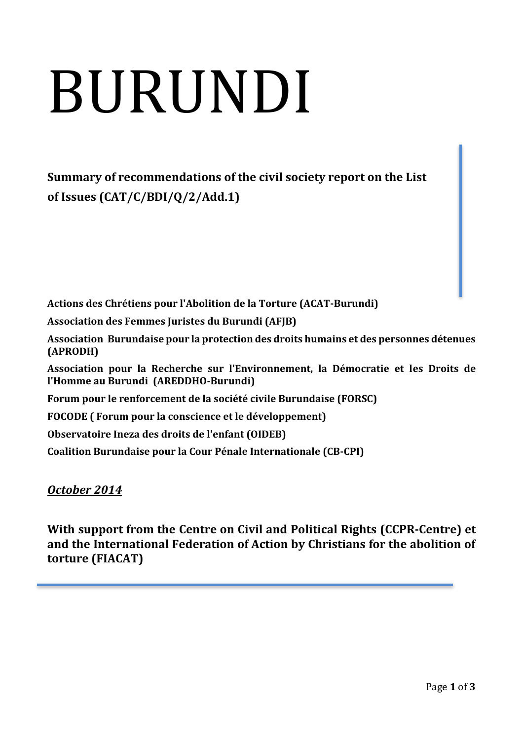# BURUNDI

**Summary of recommendations of the civil society report on the List of Issues (CAT/C/BDI/Q/2/Add.1)**

**Actions des Chrétiens pour l'Abolition de la Torture (ACAT-Burundi)**

**Association des Femmes Juristes du Burundi (AFJB)**

**Association Burundaise pour la protection des droits humains et des personnes détenues (APRODH)**

**Association pour la Recherche sur l'Environnement, la Démocratie et les Droits de l'Homme au Burundi (AREDDHO-Burundi)**

**Forum pour le renforcement de la société civile Burundaise (FORSC)**

**FOCODE ( Forum pour la conscience et le développement)**

**Observatoire Ineza des droits de l'enfant (OIDEB)**

**Coalition Burundaise pour la Cour Pénale Internationale (CB-CPI)**

***October 2014***

**With support from the Centre on Civil and Political Rights (CCPR-Centre) et and the International Federation of Action by Christians for the abolition of torture (FIACAT)**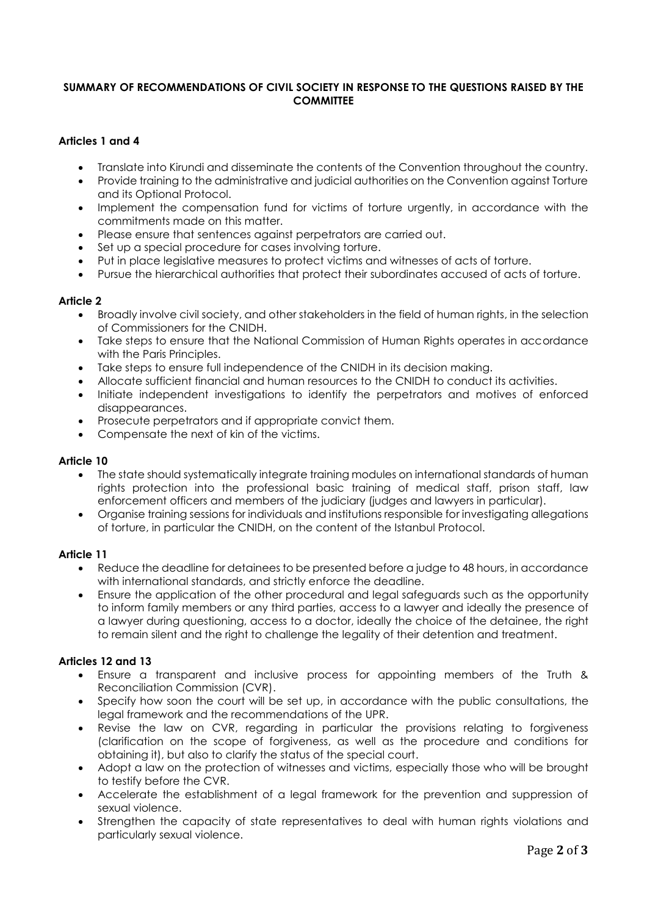## SUMMARY OF RECOMMENDATIONS OF CIVIL SOCIETY IN RESPONSE TO THE QUESTIONS RAISED BY THE COMMITTEE

### Articles 1 and 4

- Translate into Kirundi and disseminate the contents of the Convention throughout the country.
- Provide training to the administrative and judicial authorities on the Convention against Torture and its Optional Protocol.
- Implement the compensation fund for victims of torture urgently, in accordance with the commitments made on this matter.
- Please ensure that sentences against perpetrators are carried out.
- Set up a special procedure for cases involving torture.
- Put in place legislative measures to protect victims and witnesses of acts of torture.
- Pursue the hierarchical authorities that protect their subordinates accused of acts of torture.

### Article 2

- Broadly involve civil society, and other stakeholders in the field of human rights, in the selection of Commissioners for the CNIDH.
- Take steps to ensure that the National Commission of Human Rights operates in accordance with the Paris Principles.
- Take steps to ensure full independence of the CNIDH in its decision making.
- Allocate sufficient financial and human resources to the CNIDH to conduct its activities.
- Initiate independent investigations to identify the perpetrators and motives of enforced disappearances.
- Prosecute perpetrators and if appropriate convict them.
- Compensate the next of kin of the victims.

### Article 10

- The state should systematically integrate training modules on international standards of human rights protection into the professional basic training of medical staff, prison staff, law enforcement officers and members of the judiciary (judges and lawyers in particular).
- Organise training sessions for individuals and institutions responsible for investigating allegations of torture, in particular the CNIDH, on the content of the Istanbul Protocol.

### Article 11

- Reduce the deadline for detainees to be presented before a judge to 48 hours, in accordance with international standards, and strictly enforce the deadline.
- Ensure the application of the other procedural and legal safeguards such as the opportunity to inform family members or any third parties, access to a lawyer and ideally the presence of a lawyer during questioning, access to a doctor, ideally the choice of the detainee, the right to remain silent and the right to challenge the legality of their detention and treatment.

### Articles 12 and 13

- Ensure a transparent and inclusive process for appointing members of the Truth & Reconciliation Commission (CVR).
- Specify how soon the court will be set up, in accordance with the public consultations, the legal framework and the recommendations of the UPR.
- Revise the law on CVR, regarding in particular the provisions relating to forgiveness (clarification on the scope of forgiveness, as well as the procedure and conditions for obtaining it), but also to clarify the status of the special court.
- Adopt a law on the protection of witnesses and victims, especially those who will be brought to testify before the CVR.
- Accelerate the establishment of a legal framework for the prevention and suppression of sexual violence.
- Strengthen the capacity of state representatives to deal with human rights violations and particularly sexual violence.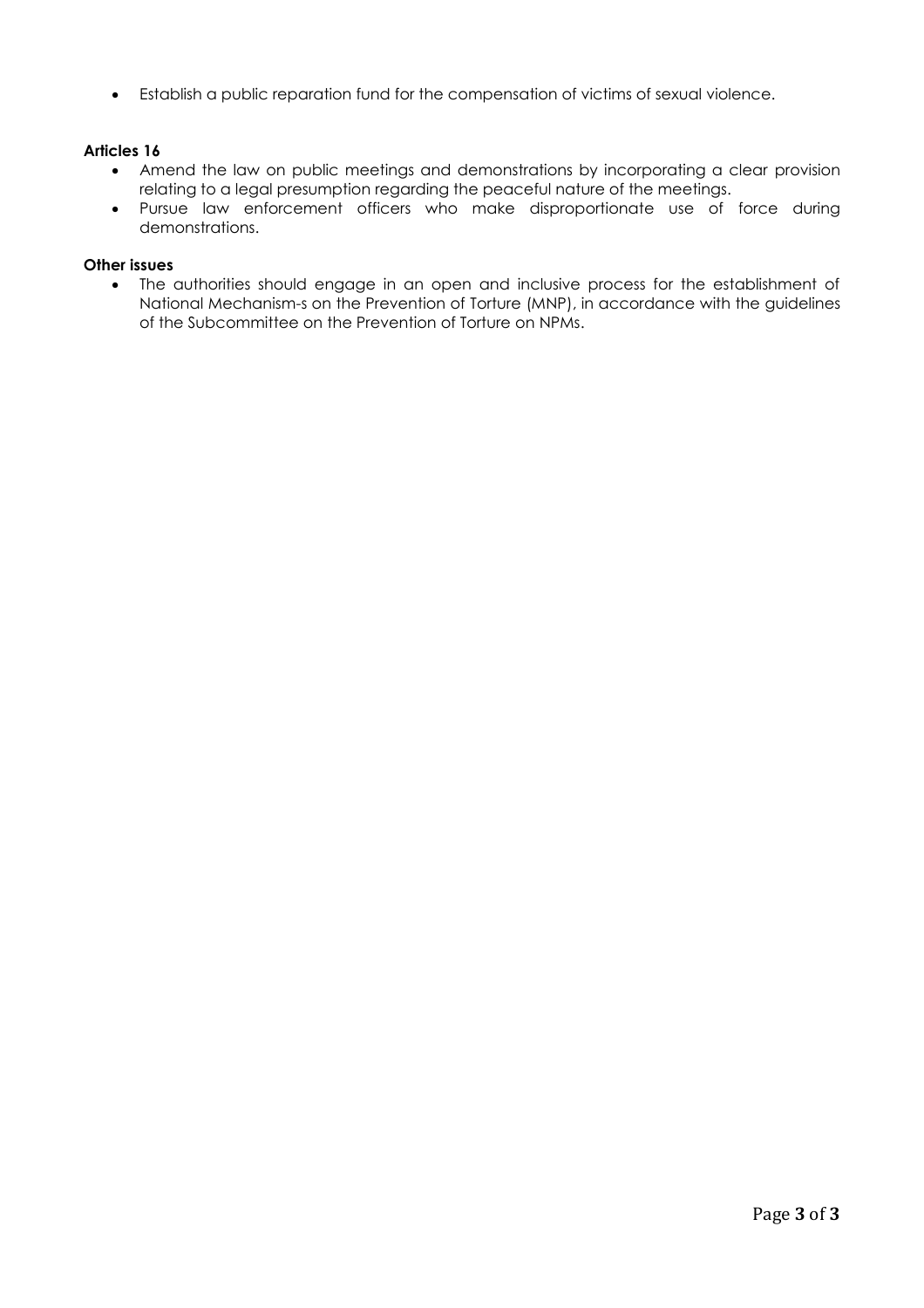- Establish a public reparation fund for the compensation of victims of sexual violence.

**Articles 16**

- Amend the law on public meetings and demonstrations by incorporating a clear provision relating to a legal presumption regarding the peaceful nature of the meetings.
- Pursue law enforcement officers who make disproportionate use of force during demonstrations.

**Other issues**

- The authorities should engage in an open and inclusive process for the establishment of National Mechanism-s on the Prevention of Torture (MNP), in accordance with the guidelines of the Subcommittee on the Prevention of Torture on NPMs.